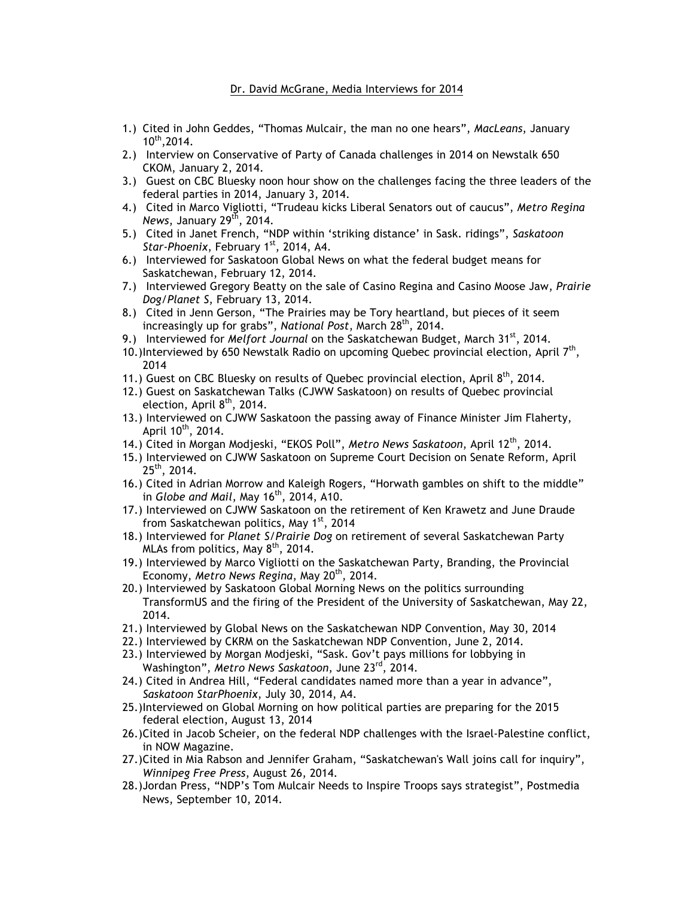Dr. David McGrane, Media Interviews for 2014

1.) Cited in John Geddes, "Thomas Mulcair, the man no one hears", *MacLeans*, January 10th,2014.
2.) Interview on Conservative of Party of Canada challenges in 2014 on Newstalk 650 CKOM, January 2, 2014.
3.) Guest on CBC Bluesky noon hour show on the challenges facing the three leaders of the federal parties in 2014, January 3, 2014.
4.) Cited in Marco Vigliotti, "Trudeau kicks Liberal Senators out of caucus", *Metro Regina News*, January 29th, 2014.
5.) Cited in Janet French, "NDP within 'striking distance' in Sask. ridings", *Saskatoon Star-Phoenix*, February 1st, 2014, A4.
6.) Interviewed for Saskatoon Global News on what the federal budget means for Saskatchewan, February 12, 2014.
7.) Interviewed Gregory Beatty on the sale of Casino Regina and Casino Moose Jaw, *Prairie Dog/Planet S*, February 13, 2014.
8.) Cited in Jenn Gerson, "The Prairies may be Tory heartland, but pieces of it seem increasingly up for grabs", *National Post*, March 28th, 2014.
9.) Interviewed for *Melfort Journal* on the Saskatchewan Budget, March 31st, 2014.
10.)Interviewed by 650 Newstalk Radio on upcoming Quebec provincial election, April 7th, 2014
11.) Guest on CBC Bluesky on results of Quebec provincial election, April 8th, 2014.
12.) Guest on Saskatchewan Talks (CJWW Saskatoon) on results of Quebec provincial election, April 8th, 2014.
13.) Interviewed on CJWW Saskatoon the passing away of Finance Minister Jim Flaherty, April 10th, 2014.
14.) Cited in Morgan Modjeski, "EKOS Poll", *Metro News Saskatoon*, April 12th, 2014.
15.) Interviewed on CJWW Saskatoon on Supreme Court Decision on Senate Reform, April 25th, 2014.
16.) Cited in Adrian Morrow and Kaleigh Rogers, "Horwath gambles on shift to the middle" in *Globe and Mail*, May 16th, 2014, A10.
17.) Interviewed on CJWW Saskatoon on the retirement of Ken Krawetz and June Draude from Saskatchewan politics, May 1st, 2014
18.) Interviewed for *Planet S/Prairie Dog* on retirement of several Saskatchewan Party MLAs from politics, May 8th, 2014.
19.) Interviewed by Marco Vigliotti on the Saskatchewan Party, Branding, the Provincial Economy, *Metro News Regina*, May 20th, 2014.
20.) Interviewed by Saskatoon Global Morning News on the politics surrounding TransformUS and the firing of the President of the University of Saskatchewan, May 22, 2014.
21.) Interviewed by Global News on the Saskatchewan NDP Convention, May 30, 2014
22.) Interviewed by CKRM on the Saskatchewan NDP Convention, June 2, 2014.
23.) Interviewed by Morgan Modjeski, "Sask. Gov't pays millions for lobbying in Washington", *Metro News Saskatoon*, June 23rd, 2014.
24.) Cited in Andrea Hill, "Federal candidates named more than a year in advance", *Saskatoon StarPhoenix*, July 30, 2014, A4.
25.)Interviewed on Global Morning on how political parties are preparing for the 2015 federal election, August 13, 2014
26.)Cited in Jacob Scheier, on the federal NDP challenges with the Israel-Palestine conflict, in NOW Magazine.
27.)Cited in Mia Rabson and Jennifer Graham, "Saskatchewan's Wall joins call for inquiry", *Winnipeg Free Press*, August 26, 2014.
28.)Jordan Press, "NDP's Tom Mulcair Needs to Inspire Troops says strategist", Postmedia News, September 10, 2014.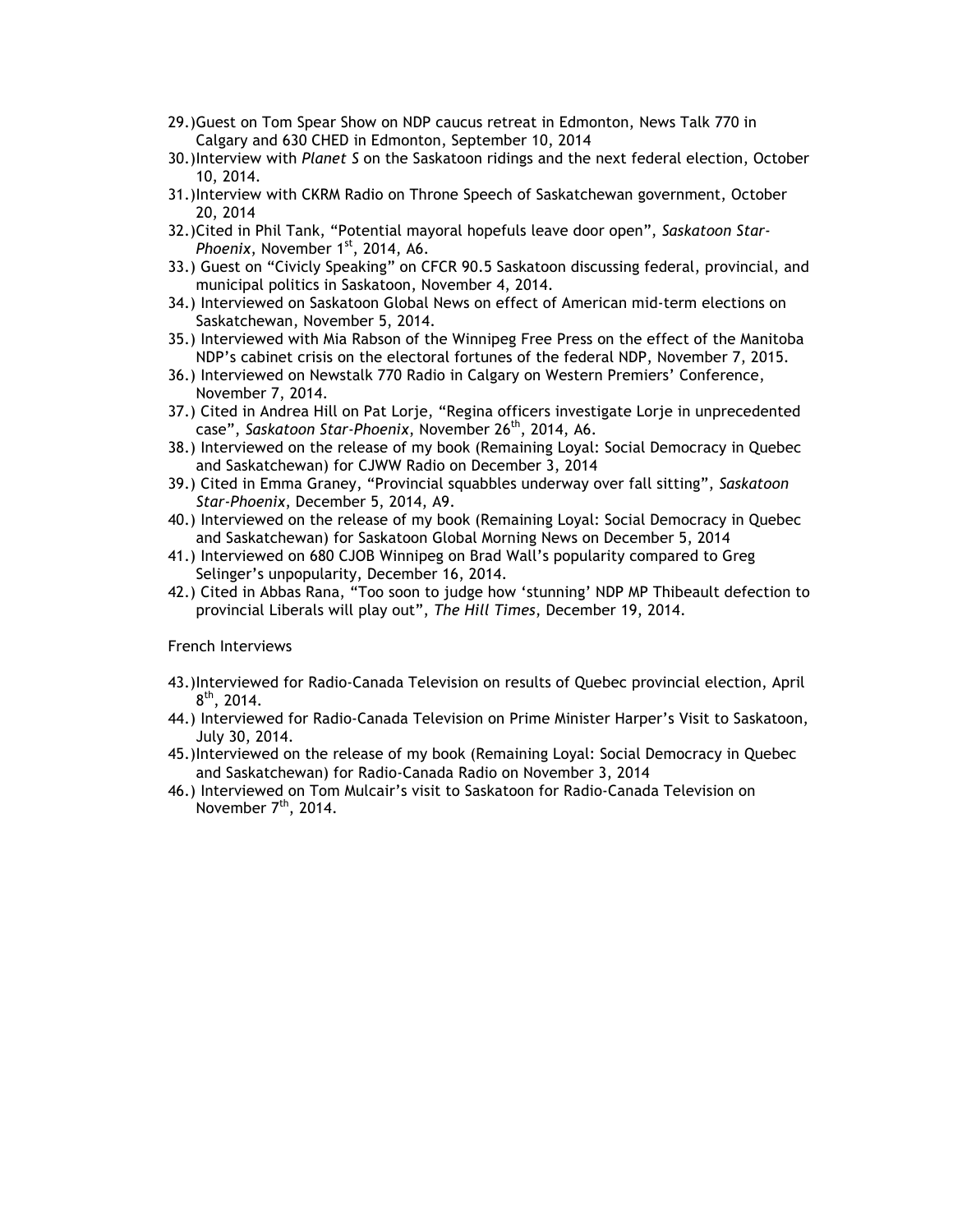29.) Guest on Tom Spear Show on NDP caucus retreat in Edmonton, News Talk 770 in Calgary and 630 CHED in Edmonton, September 10, 2014

30.) Interview with *Planet S* on the Saskatoon ridings and the next federal election, October 10, 2014.

31.) Interview with CKRM Radio on Throne Speech of Saskatchewan government, October 20, 2014

32.) Cited in Phil Tank, "Potential mayoral hopefuls leave door open", *Saskatoon Star-Phoenix,* November 1st, 2014, A6.

33.) Guest on "Civicly Speaking" on CFCR 90.5 Saskatoon discussing federal, provincial, and municipal politics in Saskatoon, November 4, 2014.

34.) Interviewed on Saskatoon Global News on effect of American mid-term elections on Saskatchewan, November 5, 2014.

35.) Interviewed with Mia Rabson of the Winnipeg Free Press on the effect of the Manitoba NDP's cabinet crisis on the electoral fortunes of the federal NDP, November 7, 2015.

36.) Interviewed on Newstalk 770 Radio in Calgary on Western Premiers' Conference, November 7, 2014.

37.) Cited in Andrea Hill on Pat Lorje, "Regina officers investigate Lorje in unprecedented case", *Saskatoon Star-Phoenix*, November 26th, 2014, A6.

38.) Interviewed on the release of my book (Remaining Loyal: Social Democracy in Quebec and Saskatchewan) for CJWW Radio on December 3, 2014

39.) Cited in Emma Graney, "Provincial squabbles underway over fall sitting", *Saskatoon Star-Phoenix,* December 5, 2014, A9.

40.) Interviewed on the release of my book (Remaining Loyal: Social Democracy in Quebec and Saskatchewan) for Saskatoon Global Morning News on December 5, 2014

41.) Interviewed on 680 CJOB Winnipeg on Brad Wall's popularity compared to Greg Selinger's unpopularity, December 16, 2014.

42.) Cited in Abbas Rana, "Too soon to judge how 'stunning' NDP MP Thibeault defection to provincial Liberals will play out", *The Hill Times*, December 19, 2014.

French Interviews

43.) Interviewed for Radio-Canada Television on results of Quebec provincial election, April 8th, 2014.

44.) Interviewed for Radio-Canada Television on Prime Minister Harper's Visit to Saskatoon, July 30, 2014.

45.) Interviewed on the release of my book (Remaining Loyal: Social Democracy in Quebec and Saskatchewan) for Radio-Canada Radio on November 3, 2014

46.) Interviewed on Tom Mulcair's visit to Saskatoon for Radio-Canada Television on November 7th, 2014.